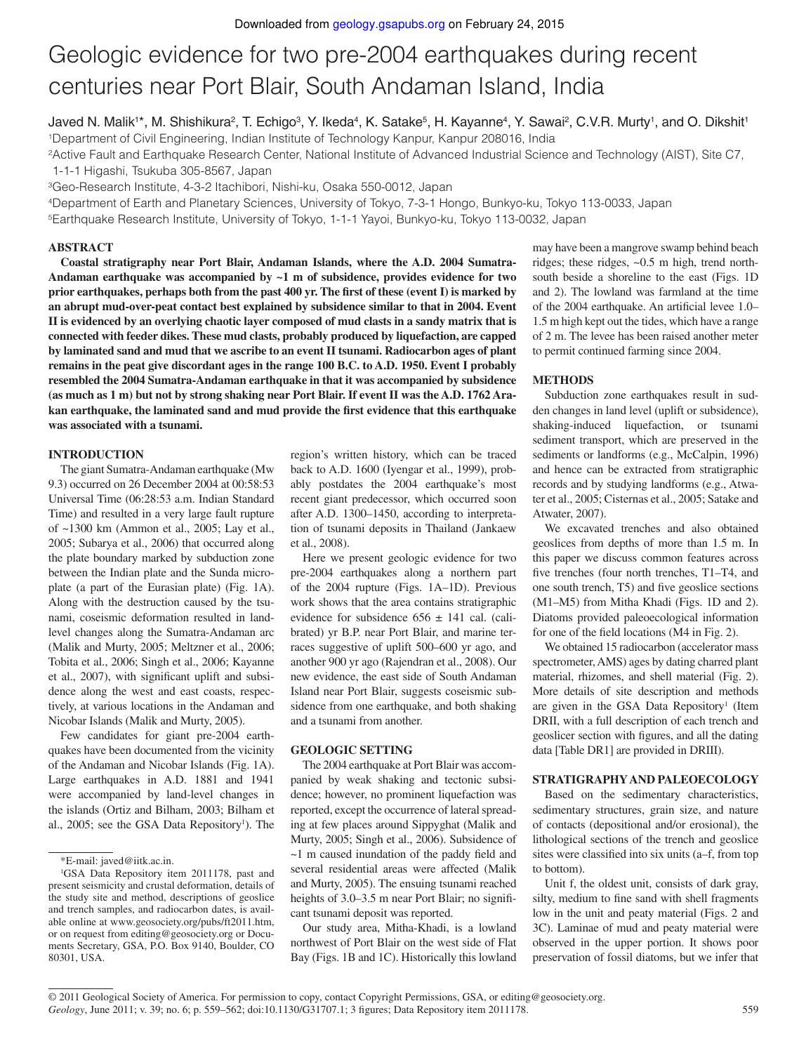# Geologic evidence for two pre-2004 earthquakes during recent centuries near Port Blair, South Andaman Island, India

Javed N. Malik[1*], M. Shishikura[2], T. Echigo[3], Y. Ikeda[4], K. Satake[5], H. Kayanne[4], Y. Sawai[2], C.V.R. Murty[1], and O. Dikshit[1]

[1]Department of Civil Engineering, Indian Institute of Technology Kanpur, Kanpur 208016, India

[2]Active Fault and Earthquake Research Center, National Institute of Advanced Industrial Science and Technology (AIST), Site C7, 1-1-1 Higashi, Tsukuba 305-8567, Japan

[3]Geo-Research Institute, 4-3-2 Itachibori, Nishi-ku, Osaka 550-0012, Japan

[4]Department of Earth and Planetary Sciences, University of Tokyo, 7-3-1 Hongo, Bunkyo-ku, Tokyo 113-0033, Japan

[5]Earthquake Research Institute, University of Tokyo, 1-1-1 Yayoi, Bunkyo-ku, Tokyo 113-0032, Japan

## ABSTRACT

**Coastal stratigraphy near Port Blair, Andaman Islands, where the A.D. 2004 Sumatra-Andaman earthquake was accompanied by ~1 m of subsidence, provides evidence for two prior earthquakes, perhaps both from the past 400 yr. The first of these (event I) is marked by an abrupt mud-over-peat contact best explained by subsidence similar to that in 2004. Event II is evidenced by an overlying chaotic layer composed of mud clasts in a sandy matrix that is connected with feeder dikes. These mud clasts, probably produced by liquefaction, are capped by laminated sand and mud that we ascribe to an event II tsunami. Radiocarbon ages of plant remains in the peat give discordant ages in the range 100 B.C. to A.D. 1950. Event I probably resembled the 2004 Sumatra-Andaman earthquake in that it was accompanied by subsidence (as much as 1 m) but not by strong shaking near Port Blair. If event II was the A.D. 1762 Arakan earthquake, the laminated sand and mud provide the first evidence that this earthquake was associated with a tsunami.**

## INTRODUCTION

The giant Sumatra-Andaman earthquake (Mw 9.3) occurred on 26 December 2004 at 00:58:53 Universal Time (06:28:53 a.m. Indian Standard Time) and resulted in a very large fault rupture of ~1300 km (Ammon et al., 2005; Lay et al., 2005; Subarya et al., 2006) that occurred along the plate boundary marked by subduction zone between the Indian plate and the Sunda microplate (a part of the Eurasian plate) (Fig. 1A). Along with the destruction caused by the tsunami, coseismic deformation resulted in land-level changes along the Sumatra-Andaman arc (Malik and Murty, 2005; Meltzner et al., 2006; Tobita et al., 2006; Singh et al., 2006; Kayanne et al., 2007), with significant uplift and subsidence along the west and east coasts, respectively, at various locations in the Andaman and Nicobar Islands (Malik and Murty, 2005).

Few candidates for giant pre-2004 earthquakes have been documented from the vicinity of the Andaman and Nicobar Islands (Fig. 1A). Large earthquakes in A.D. 1881 and 1941 were accompanied by land-level changes in the islands (Ortiz and Bilham, 2003; Bilham et al., 2005; see the GSA Data Repository[1]). The region's written history, which can be traced back to A.D. 1600 (Iyengar et al., 1999), probably postdates the 2004 earthquake's most recent giant predecessor, which occurred soon after A.D. 1300–1450, according to interpretation of tsunami deposits in Thailand (Jankaew et al., 2008).

Here we present geologic evidence for two pre-2004 earthquakes along a northern part of the 2004 rupture (Figs. 1A–1D). Previous work shows that the area contains stratigraphic evidence for subsidence 656 ± 141 cal. (calibrated) yr B.P. near Port Blair, and marine terraces suggestive of uplift 500–600 yr ago, and another 900 yr ago (Rajendran et al., 2008). Our new evidence, the east side of South Andaman Island near Port Blair, suggests coseismic subsidence from one earthquake, and both shaking and a tsunami from another.

## GEOLOGIC SETTING

The 2004 earthquake at Port Blair was accompanied by weak shaking and tectonic subsidence; however, no prominent liquefaction was reported, except the occurrence of lateral spreading at few places around Sippyghat (Malik and Murty, 2005; Singh et al., 2006). Subsidence of ~1 m caused inundation of the paddy field and several residential areas were affected (Malik and Murty, 2005). The ensuing tsunami reached heights of 3.0–3.5 m near Port Blair; no significant tsunami deposit was reported.

Our study area, Mitha-Khadi, is a lowland northwest of Port Blair on the west side of Flat Bay (Figs. 1B and 1C). Historically this lowland may have been a mangrove swamp behind beach ridges; these ridges, ~0.5 m high, trend north-south beside a shoreline to the east (Figs. 1D and 2). The lowland was farmland at the time of the 2004 earthquake. An artificial levee 1.0–1.5 m high kept out the tides, which have a range of 2 m. The levee has been raised another meter to permit continued farming since 2004.

## METHODS

Subduction zone earthquakes result in sudden changes in land level (uplift or subsidence), shaking-induced liquefaction, or tsunami sediment transport, which are preserved in the sediments or landforms (e.g., McCalpin, 1996) and hence can be extracted from stratigraphic records and by studying landforms (e.g., Atwater et al., 2005; Cisternas et al., 2005; Satake and Atwater, 2007).

We excavated trenches and also obtained geoslices from depths of more than 1.5 m. In this paper we discuss common features across five trenches (four north trenches, T1–T4, and one south trench, T5) and five geoslice sections (M1–M5) from Mitha Khadi (Figs. 1D and 2). Diatoms provided paleoecological information for one of the field locations (M4 in Fig. 2).

We obtained 15 radiocarbon (accelerator mass spectrometer, AMS) ages by dating charred plant material, rhizomes, and shell material (Fig. 2). More details of site description and methods are given in the GSA Data Repository[1] (Item DRII, with a full description of each trench and geoslicer section with figures, and all the dating data [Table DR1] are provided in DRIII).

## STRATIGRAPHY AND PALEOECOLOGY

Based on the sedimentary characteristics, sedimentary structures, grain size, and nature of contacts (depositional and/or erosional), the lithological sections of the trench and geoslice sites were classified into six units (a–f, from top to bottom).

Unit f, the oldest unit, consists of dark gray, silty, medium to fine sand with shell fragments low in the unit and peaty material (Figs. 2 and 3C). Laminae of mud and peaty material were observed in the upper portion. It shows poor preservation of fossil diatoms, but we infer that

---

*E-mail: javed@iitk.ac.in.

[1]GSA Data Repository item 2011178, past and present seismicity and crustal deformation, details of the study site and method, descriptions of geoslice and trench samples, and radiocarbon dates, is available online at www.geosociety.org/pubs/ft2011.htm, or on request from editing@geosociety.org or Documents Secretary, GSA, P.O. Box 9140, Boulder, CO 80301, USA.

© 2011 Geological Society of America. For permission to copy, contact Copyright Permissions, GSA, or editing@geosociety.org.
*Geology*, June 2011; v. 39; no. 6; p. 559–562; doi:10.1130/G31707.1; 3 figures; Data Repository item 2011178.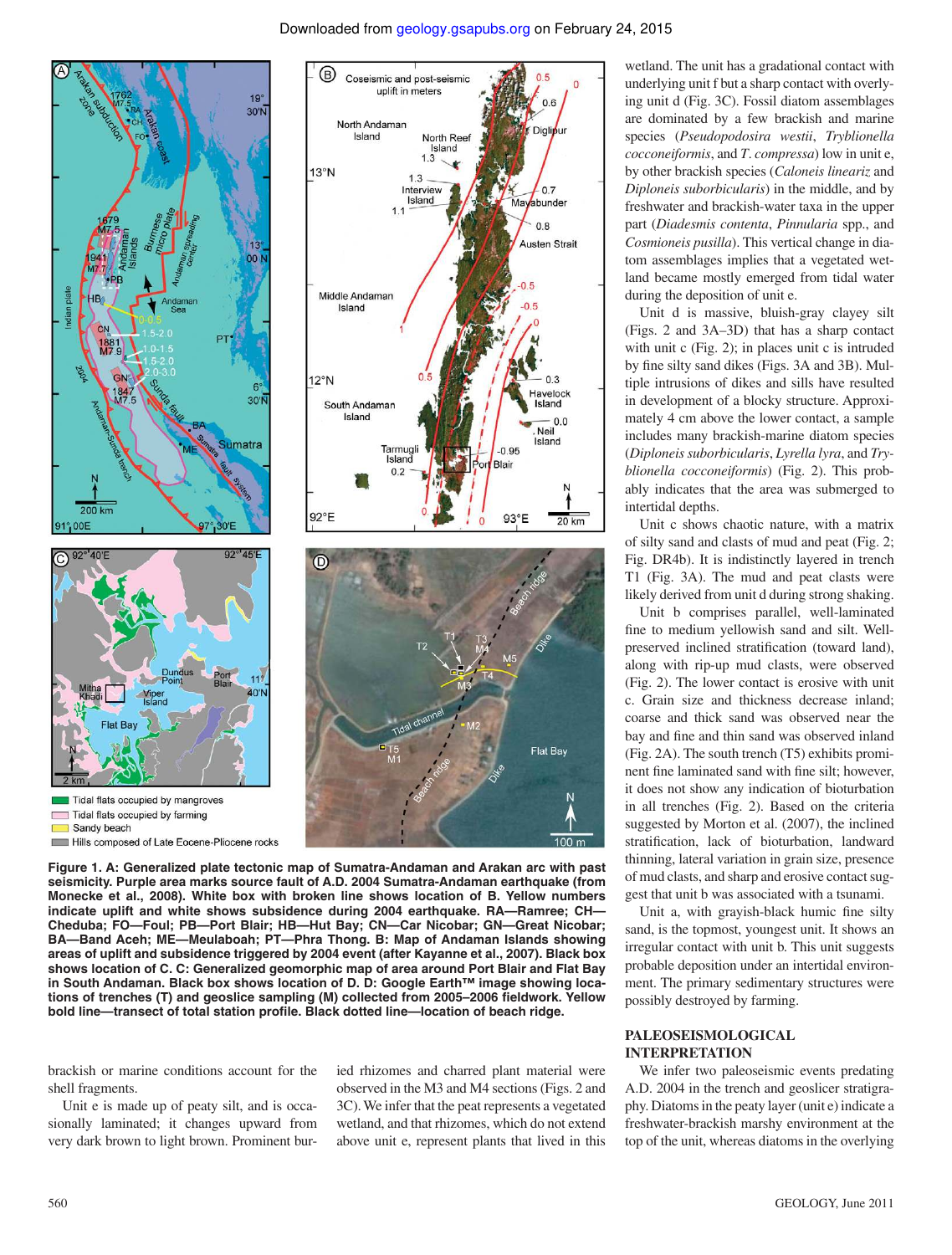Figure 1. A: Generalized plate tectonic map of Sumatra-Andaman and Arakan arc with past seismicity. Purple area marks source fault of A.D. 2004 Sumatra-Andaman earthquake (from Monecke et al., 2008). White box with broken line shows location of B. Yellow numbers indicate uplift and white shows subsidence during 2004 earthquake. RA—Ramree; CH—Cheduba; FO—Foul; PB—Port Blair; HB—Hut Bay; CN—Car Nicobar; GN—Great Nicobar; BA—Band Aceh; ME—Meulaboah; PT—Phra Thong. B: Map of Andaman Islands showing areas of uplift and subsidence triggered by 2004 event (after Kayanne et al., 2007). Black box shows location of C. C: Generalized geomorphic map of area around Port Blair and Flat Bay in South Andaman. Black box shows location of D. D: Google Earth™ image showing locations of trenches (T) and geoslice sampling (M) collected from 2005–2006 fieldwork. Yellow bold line—transect of total station profile. Black dotted line—location of beach ridge.

brackish or marine conditions account for the shell fragments.

Unit e is made up of peaty silt, and is occasionally laminated; it changes upward from very dark brown to light brown. Prominent buried rhizomes and charred plant material were observed in the M3 and M4 sections (Figs. 2 and 3C). We infer that the peat represents a vegetated wetland, and that rhizomes, which do not extend above unit e, represent plants that lived in this wetland. The unit has a gradational contact with underlying unit f but a sharp contact with overlying unit d (Fig. 3C). Fossil diatom assemblages are dominated by a few brackish and marine species (*Pseudopodosira westii*, *Tryblionella cocconeiformis*, and *T. compressa*) low in unit e, by other brackish species (*Caloneis linearız* and *Diploneis suborbicularis*) in the middle, and by freshwater and brackish-water taxa in the upper part (*Diadesmis contenta*, *Pinnularia* spp., and *Cosmioneis pusilla*). This vertical change in diatom assemblages implies that a vegetated wetland became mostly emerged from tidal water during the deposition of unit e.

Unit d is massive, bluish-gray clayey silt (Figs. 2 and 3A–3D) that has a sharp contact with unit c (Fig. 2); in places unit c is intruded by fine silty sand dikes (Figs. 3A and 3B). Multiple intrusions of dikes and sills have resulted in development of a blocky structure. Approximately 4 cm above the lower contact, a sample includes many brackish-marine diatom species (*Diploneis suborbicularis*, *Lyrella lyra*, and *Tryblionella cocconeiformis*) (Fig. 2). This probably indicates that the area was submerged to intertidal depths.

Unit c shows chaotic nature, with a matrix of silty sand and clasts of mud and peat (Fig. 2; Fig. DR4b). It is indistinctly layered in trench T1 (Fig. 3A). The mud and peat clasts were likely derived from unit d during strong shaking.

Unit b comprises parallel, well-laminated fine to medium yellowish sand and silt. Well-preserved inclined stratification (toward land), along with rip-up mud clasts, were observed (Fig. 2). The lower contact is erosive with unit c. Grain size and thickness decrease inland; coarse and thick sand was observed near the bay and fine and thin sand was observed inland (Fig. 2A). The south trench (T5) exhibits prominent fine laminated sand with fine silt; however, it does not show any indication of bioturbation in all trenches (Fig. 2). Based on the criteria suggested by Morton et al. (2007), the inclined stratification, lack of bioturbation, landward thinning, lateral variation in grain size, presence of mud clasts, and sharp and erosive contact suggest that unit b was associated with a tsunami.

Unit a, with grayish-black humic fine silty sand, is the topmost, youngest unit. It shows an irregular contact with unit b. This unit suggests probable deposition under an intertidal environment. The primary sedimentary structures were possibly destroyed by farming.

## PALEOSEISMOLOGICAL INTERPRETATION

We infer two paleoseismic events predating A.D. 2004 in the trench and geoslicer stratigraphy. Diatoms in the peaty layer (unit e) indicate a freshwater-brackish marshy environment at the top of the unit, whereas diatoms in the overlying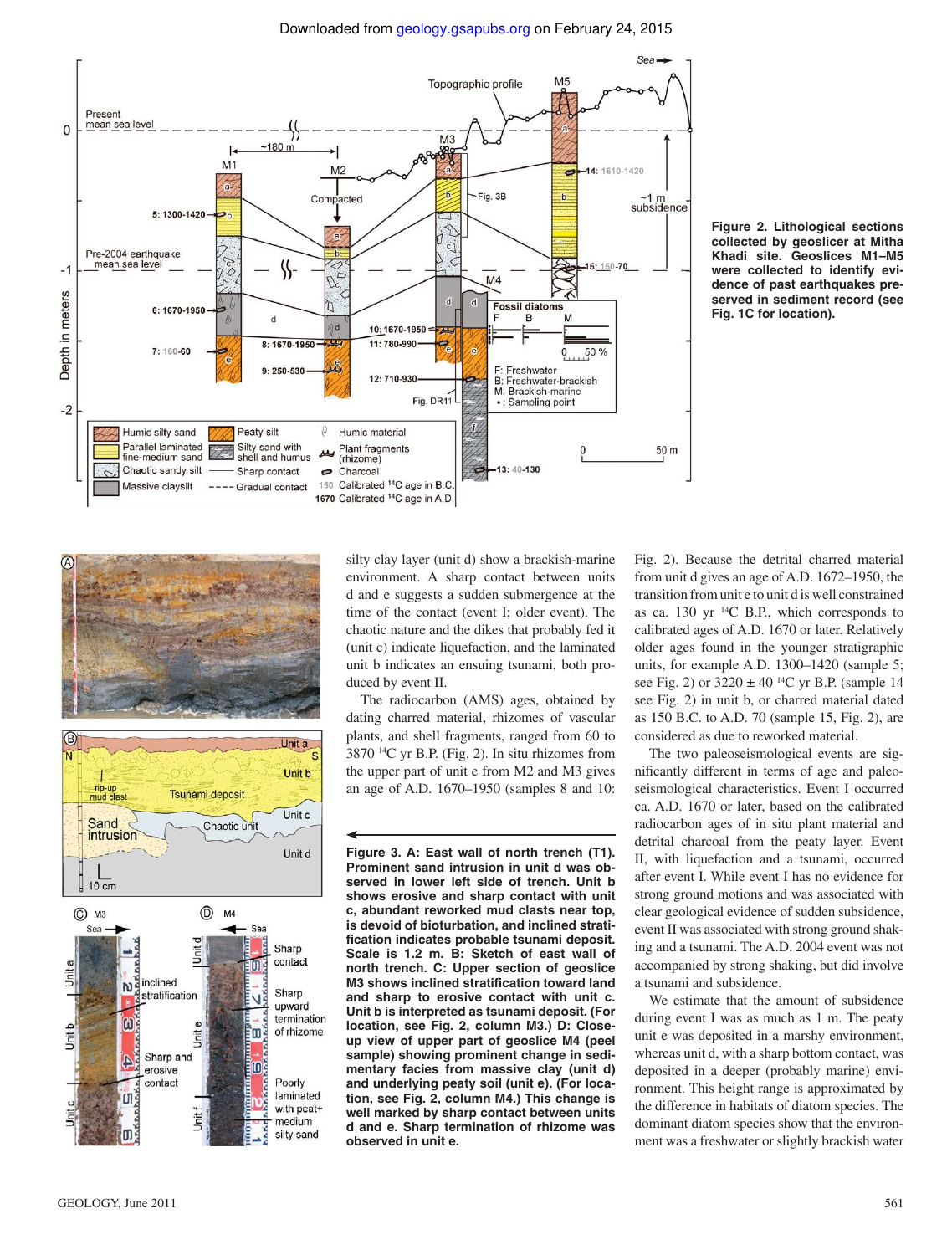Figure 2. Lithological sections collected by geoslicer at Mitha Khadi site. Geoslices M1–M5 were collected to identify evidence of past earthquakes preserved in sediment record (see Fig. 1C for location).

Figure 3. A: East wall of north trench (T1). Prominent sand intrusion in unit d was observed in lower left side of trench. Unit b shows erosive and sharp contact with unit c, abundant reworked mud clasts near top, is devoid of bioturbation, and inclined stratification indicates probable tsunami deposit. Scale is 1.2 m. B: Sketch of east wall of north trench. C: Upper section of geoslice M3 shows inclined stratification toward land and sharp to erosive contact with unit c. Unit b is interpreted as tsunami deposit. (For location, see Fig. 2, column M3.) D: Close-up view of upper part of geoslice M4 (peel sample) showing prominent change in sedimentary facies from massive clay (unit d) and underlying peaty soil (unit e). (For location, see Fig. 2, column M4.) This change is well marked by sharp contact between units d and e. Sharp termination of rhizome was observed in unit e.

silty clay layer (unit d) show a brackish-marine environment. A sharp contact between units d and e suggests a sudden submergence at the time of the contact (event I; older event). The chaotic nature and the dikes that probably fed it (unit c) indicate liquefaction, and the laminated unit b indicates an ensuing tsunami, both produced by event II.

The radiocarbon (AMS) ages, obtained by dating charred material, rhizomes of vascular plants, and shell fragments, ranged from 60 to 3870 $^{14}$C yr B.P. (Fig. 2). In situ rhizomes from the upper part of unit e from M2 and M3 gives an age of A.D. 1670–1950 (samples 8 and 10: Fig. 2). Because the detrital charred material from unit d gives an age of A.D. 1672–1950, the transition from unit e to unit d is well constrained as ca. 130 yr $^{14}$C B.P., which corresponds to calibrated ages of A.D. 1670 or later. Relatively older ages found in the younger stratigraphic units, for example A.D. 1300–1420 (sample 5; see Fig. 2) or 3220 ± 40 $^{14}$C yr B.P. (sample 14 see Fig. 2) in unit b, or charred material dated as 150 B.C. to A.D. 70 (sample 15, Fig. 2), are considered as due to reworked material.

The two paleoseismological events are significantly different in terms of age and paleoseismological characteristics. Event I occurred ca. A.D. 1670 or later, based on the calibrated radiocarbon ages of in situ plant material and detrital charcoal from the peaty layer. Event II, with liquefaction and a tsunami, occurred after event I. While event I has no evidence for strong ground motions and was associated with clear geological evidence of sudden subsidence, event II was associated with strong ground shaking and a tsunami. The A.D. 2004 event was not accompanied by severe shaking, but did involve a tsunami and subsidence.

We estimate that the amount of subsidence during event I was as much as 1 m. The peaty unit e was deposited in a marshy environment, whereas unit d, with a sharp bottom contact, was deposited in a deeper (probably marine) environment. This height range is approximated by the difference in habitats of diatom species. The dominant diatom species show that the environment was a freshwater or slightly brackish water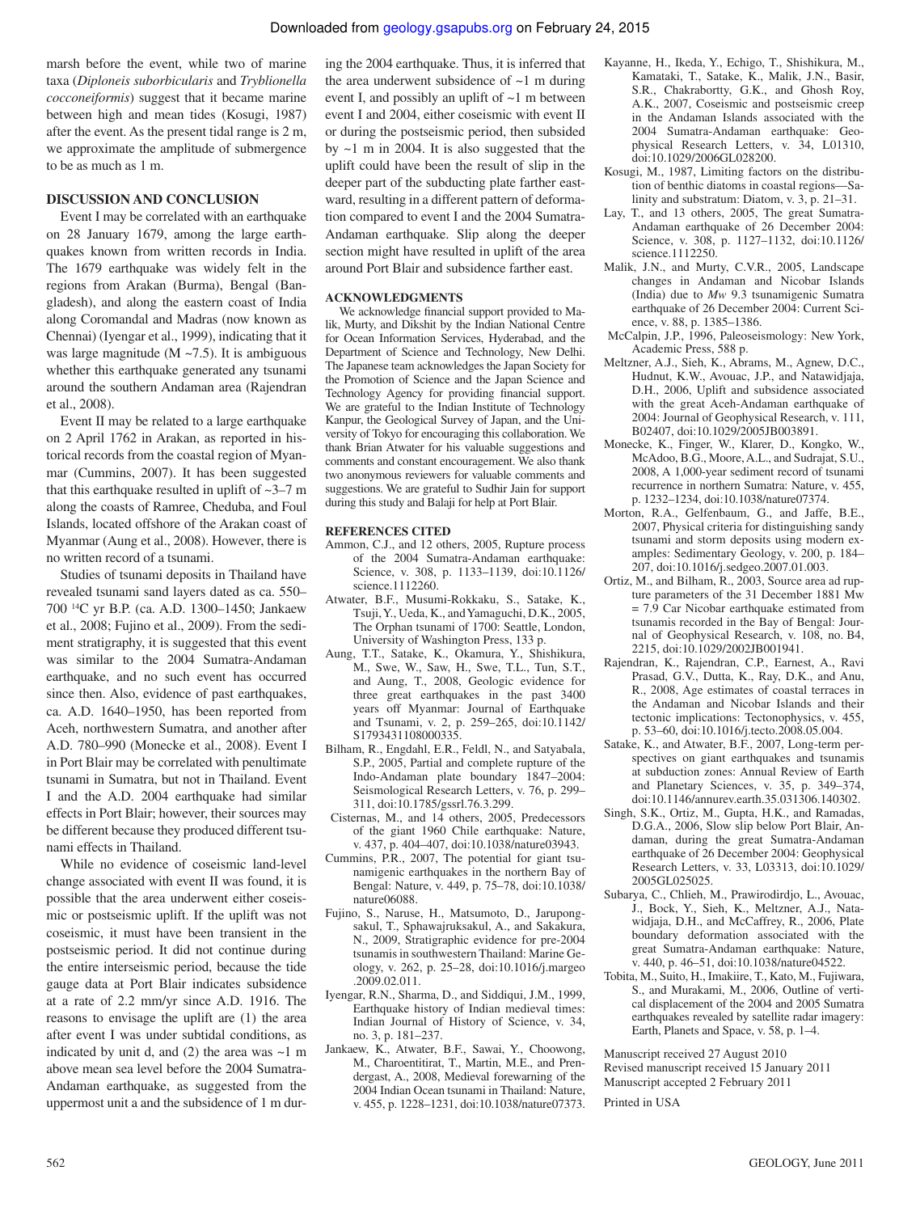marsh before the event, while two of marine taxa (*Diploneis suborbicularis* and *Tryblionella cocconeiformis*) suggest that it became marine between high and mean tides (Kosugi, 1987) after the event. As the present tidal range is 2 m, we approximate the amplitude of submergence to be as much as 1 m.

## DISCUSSION AND CONCLUSION

Event I may be correlated with an earthquake on 28 January 1679, among the large earthquakes known from written records in India. The 1679 earthquake was widely felt in the regions from Arakan (Burma), Bengal (Bangladesh), and along the eastern coast of India along Coromandal and Madras (now known as Chennai) (Iyengar et al., 1999), indicating that it was large magnitude (M ~7.5). It is ambiguous whether this earthquake generated any tsunami around the southern Andaman area (Rajendran et al., 2008).

Event II may be related to a large earthquake on 2 April 1762 in Arakan, as reported in historical records from the coastal region of Myanmar (Cummins, 2007). It has been suggested that this earthquake resulted in uplift of ~3–7 m along the coasts of Ramree, Cheduba, and Foul Islands, located offshore of the Arakan coast of Myanmar (Aung et al., 2008). However, there is no written record of a tsunami.

Studies of tsunami deposits in Thailand have revealed tsunami sand layers dated as ca. 550–700 $^{14}$C yr B.P. (ca. A.D. 1300–1450; Jankaew et al., 2008; Fujino et al., 2009). From the sediment stratigraphy, it is suggested that this event was similar to the 2004 Sumatra-Andaman earthquake, and no such event has occurred since then. Also, evidence of past earthquakes, ca. A.D. 1640–1950, has been reported from Aceh, northwestern Sumatra, and another after A.D. 780–990 (Monecke et al., 2008). Event I in Port Blair may be correlated with penultimate tsunami in Sumatra, but not in Thailand. Event I and the A.D. 2004 earthquake had similar effects in Port Blair; however, their sources may be different because they produced different tsunami effects in Thailand.

While no evidence of coseismic land-level change associated with event II was found, it is possible that the area underwent either coseismic or postseismic uplift. If the uplift was not coseismic, it must have been transient in the postseismic period. It did not continue during the entire interseismic period, because the tide gauge data at Port Blair indicates subsidence at a rate of 2.2 mm/yr since A.D. 1916. The reasons to envisage the uplift are (1) the area after event I was under subtidal conditions, as indicated by unit d, and (2) the area was ~1 m above mean sea level before the 2004 Sumatra-Andaman earthquake, as suggested from the uppermost unit a and the subsidence of 1 m during the 2004 earthquake. Thus, it is inferred that the area underwent subsidence of ~1 m during event I, and possibly an uplift of ~1 m between event I and 2004, either coseismic with event II or during the postseismic period, then subsided by ~1 m in 2004. It is also suggested that the uplift could have been the result of slip in the deeper part of the subducting plate farther eastward, resulting in a different pattern of deformation compared to event I and the 2004 Sumatra-Andaman earthquake. Slip along the deeper section might have resulted in uplift of the area around Port Blair and subsidence farther east.

## ACKNOWLEDGMENTS

We acknowledge financial support provided to Malik, Murty, and Dikshit by the Indian National Centre for Ocean Information Services, Hyderabad, and the Department of Science and Technology, New Delhi. The Japanese team acknowledges the Japan Society for the Promotion of Science and the Japan Science and Technology Agency for providing financial support. We are grateful to the Indian Institute of Technology Kanpur, the Geological Survey of Japan, and the University of Tokyo for encouraging this collaboration. We thank Brian Atwater for his valuable suggestions and comments and constant encouragement. We also thank two anonymous reviewers for valuable comments and suggestions. We are grateful to Sudhir Jain for support during this study and Balaji for help at Port Blair.

## REFERENCES CITED

Ammon, C.J., and 12 others, 2005, Rupture process of the 2004 Sumatra-Andaman earthquake: Science, v. 308, p. 1133–1139, doi:10.1126/science.1112260.

Atwater, B.F., Musumi-Rokkaku, S., Satake, K., Tsuji, Y., Ueda, K., and Yamaguchi, D.K., 2005, The Orphan tsunami of 1700: Seattle, London, University of Washington Press, 133 p.

Aung, T.T., Satake, K., Okamura, Y., Shishikura, M., Swe, W., Saw, H., Swe, T.L., Tun, S.T., and Aung, T., 2008, Geologic evidence for three great earthquakes in the past 3400 years off Myanmar: Journal of Earthquake and Tsunami, v. 2, p. 259–265, doi:10.1142/S1793431108000335.

Bilham, R., Engdahl, E.R., Feldl, N., and Satyabala, S.P., 2005, Partial and complete rupture of the Indo-Andaman plate boundary 1847–2004: Seismological Research Letters, v. 76, p. 299–311, doi:10.1785/gssrl.76.3.299.

Cisternas, M., and 14 others, 2005, Predecessors of the giant 1960 Chile earthquake: Nature, v. 437, p. 404–407, doi:10.1038/nature03943.

Cummins, P.R., 2007, The potential for giant tsunamigenic earthquakes in the northern Bay of Bengal: Nature, v. 449, p. 75–78, doi:10.1038/nature06088.

Fujino, S., Naruse, H., Matsumoto, D., Jarupongsakul, T., Sphawajruksakul, A., and Sakakura, N., 2009, Stratigraphic evidence for pre-2004 tsunamis in southwestern Thailand: Marine Geology, v. 262, p. 25–28, doi:10.1016/j.margeo.2009.02.011.

Iyengar, R.N., Sharma, D., and Siddiqui, J.M., 1999, Earthquake history of Indian medieval times: Indian Journal of History of Science, v. 34, no. 3, p. 181–237.

Jankaew, K., Atwater, B.F., Sawai, Y., Choowong, M., Charoentitirat, T., Martin, M.E., and Prendergast, A., 2008, Medieval forewarning of the 2004 Indian Ocean tsunami in Thailand: Nature, v. 455, p. 1228–1231, doi:10.1038/nature07373.

Kayanne, H., Ikeda, Y., Echigo, T., Shishikura, M., Kamataki, T., Satake, K., Malik, J.N., Basir, S.R., Chakrabortty, G.K., and Ghosh Roy, A.K., 2007, Coseismic and postseismic creep in the Andaman Islands associated with the 2004 Sumatra-Andaman earthquake: Geophysical Research Letters, v. 34, L01310, doi:10.1029/2006GL028200.

Kosugi, M., 1987, Limiting factors on the distribution of benthic diatoms in coastal regions—Salinity and substratum: Diatom, v. 3, p. 21–31.

Lay, T., and 13 others, 2005, The great Sumatra-Andaman earthquake of 26 December 2004: Science, v. 308, p. 1127–1132, doi:10.1126/science.1112250.

Malik, J.N., and Murty, C.V.R., 2005, Landscape changes in Andaman and Nicobar Islands (India) due to *Mw* 9.3 tsunamigenic Sumatra earthquake of 26 December 2004: Current Science, v. 88, p. 1385–1386.

McCalpin, J.P., 1996, Paleoseismology: New York, Academic Press, 588 p.

Meltzner, A.J., Sieh, K., Abrams, M., Agnew, D.C., Hudnut, K.W., Avouac, J.P., and Natawidjaja, D.H., 2006, Uplift and subsidence associated with the great Aceh-Andaman earthquake of 2004: Journal of Geophysical Research, v. 111, B02407, doi:10.1029/2005JB003891.

Monecke, K., Finger, W., Klarer, D., Kongko, W., McAdoo, B.G., Moore, A.L., and Sudrajat, S.U., 2008, A 1,000-year sediment record of tsunami recurrence in northern Sumatra: Nature, v. 455, p. 1232–1234, doi:10.1038/nature07374.

Morton, R.A., Gelfenbaum, G., and Jaffe, B.E., 2007, Physical criteria for distinguishing sandy tsunami and storm deposits using modern examples: Sedimentary Geology, v. 200, p. 184–207, doi:10.1016/j.sedgeo.2007.01.003.

Ortiz, M., and Bilham, R., 2003, Source area ad rupture parameters of the 31 December 1881 Mw = 7.9 Car Nicobar earthquake estimated from tsunamis recorded in the Bay of Bengal: Journal of Geophysical Research, v. 108, no. B4, 2215, doi:10.1029/2002JB001941.

Rajendran, K., Rajendran, C.P., Earnest, A., Ravi Prasad, G.V., Dutta, K., Ray, D.K., and Anu, R., 2008, Age estimates of coastal terraces in the Andaman and Nicobar Islands and their tectonic implications: Tectonophysics, v. 455, p. 53–60, doi:10.1016/j.tecto.2008.05.004.

Satake, K., and Atwater, B.F., 2007, Long-term perspectives on giant earthquakes and tsunamis at subduction zones: Annual Review of Earth and Planetary Sciences, v. 35, p. 349–374, doi:10.1146/annurev.earth.35.031306.140302.

Singh, S.K., Ortiz, M., Gupta, H.K., and Ramadas, D.G.A., 2006, Slow slip below Port Blair, Andaman, during the great Sumatra-Andaman earthquake of 26 December 2004: Geophysical Research Letters, v. 33, L03313, doi:10.1029/2005GL025025.

Subarya, C., Chlieh, M., Prawirodirdjo, L., Avouac, J., Bock, Y., Sieh, K., Meltzner, A.J., Natawidjaja, D.H., and McCaffrey, R., 2006, Plate boundary deformation associated with the great Sumatra-Andaman earthquake: Nature, v. 440, p. 46–51, doi:10.1038/nature04522.

Tobita, M., Suito, H., Imakiire, T., Kato, M., Fujiwara, S., and Murakami, M., 2006, Outline of vertical displacement of the 2004 and 2005 Sumatra earthquakes revealed by satellite radar imagery: Earth, Planets and Space, v. 58, p. 1–4.

Manuscript received 27 August 2010
Revised manuscript received 15 January 2011
Manuscript accepted 2 February 2011

Printed in USA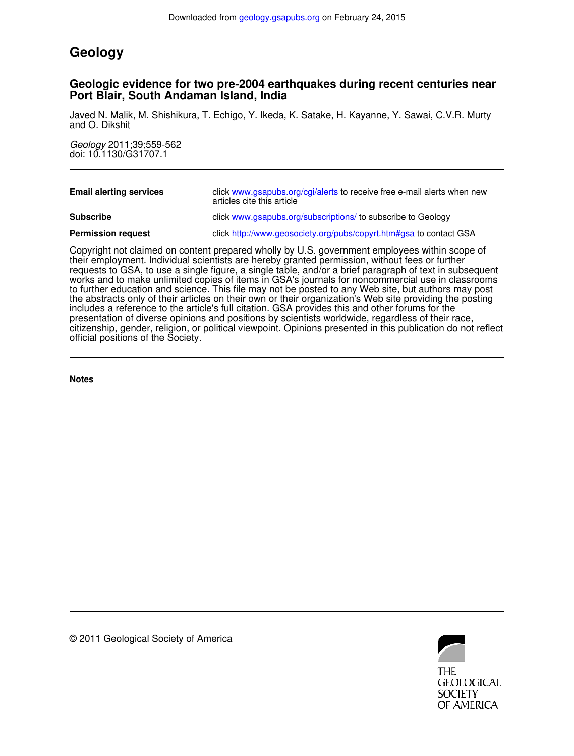Downloaded from geology.gsapubs.org on February 24, 2015

# Geology

## Geologic evidence for two pre-2004 earthquakes during recent centuries near Port Blair, South Andaman Island, India

Javed N. Malik, M. Shishikura, T. Echigo, Y. Ikeda, K. Satake, H. Kayanne, Y. Sawai, C.V.R. Murty and O. Dikshit

*Geology* 2011;39;559-562
doi: 10.1130/G31707.1

| | |
|---|---|
| **Email alerting services** | click www.gsapubs.org/cgi/alerts to receive free e-mail alerts when new articles cite this article |
| **Subscribe** | click www.gsapubs.org/subscriptions/ to subscribe to Geology |
| **Permission request** | click http://www.geosociety.org/pubs/copyrt.htm#gsa to contact GSA |

Copyright not claimed on content prepared wholly by U.S. government employees within scope of their employment. Individual scientists are hereby granted permission, without fees or further requests to GSA, to use a single figure, a single table, and/or a brief paragraph of text in subsequent works and to make unlimited copies of items in GSA's journals for noncommercial use in classrooms to further education and science. This file may not be posted to any Web site, but authors may post the abstracts only of their articles on their own or their organization's Web site providing the posting includes a reference to the article's full citation. GSA provides this and other forums for the presentation of diverse opinions and positions by scientists worldwide, regardless of their race, citizenship, gender, religion, or political viewpoint. Opinions presented in this publication do not reflect official positions of the Society.

**Notes**

© 2011 Geological Society of America

THE GEOLOGICAL SOCIETY OF AMERICA